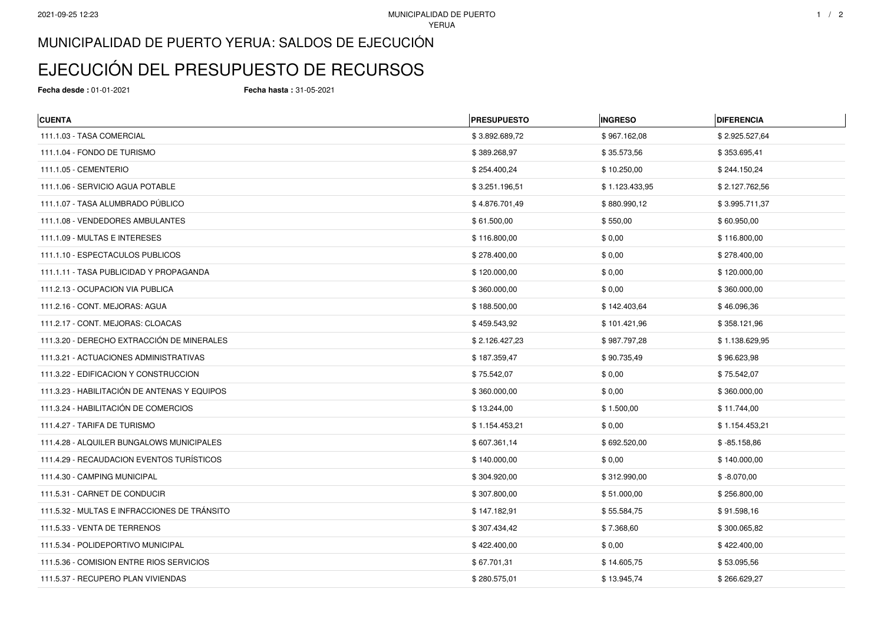# MUNICIPALIDAD DE PUERTO YERUA: SALDOS DE EJECUCIÓN

# EJECUCIÓN DEL PRESUPUESTO DE RECURSOS

**Fecha desde :** 01-01-2021 **Fecha hasta :** 31-05-2021

| CUENTA | PRESUPUESTO | INGRESO | DIFERENCIA |
|---|---|---|---|
| 111.1.03 - TASA COMERCIAL | $ 3.892.689,72 | $ 967.162,08 | $ 2.925.527,64 |
| 111.1.04 - FONDO DE TURISMO | $ 389.268,97 | $ 35.573,56 | $ 353.695,41 |
| 111.1.05 - CEMENTERIO | $ 254.400,24 | $ 10.250,00 | $ 244.150,24 |
| 111.1.06 - SERVICIO AGUA POTABLE | $ 3.251.196,51 | $ 1.123.433,95 | $ 2.127.762,56 |
| 111.1.07 - TASA ALUMBRADO PÚBLICO | $ 4.876.701,49 | $ 880.990,12 | $ 3.995.711,37 |
| 111.1.08 - VENDEDORES AMBULANTES | $ 61.500,00 | $ 550,00 | $ 60.950,00 |
| 111.1.09 - MULTAS E INTERESES | $ 116.800,00 | $ 0,00 | $ 116.800,00 |
| 111.1.10 - ESPECTACULOS PUBLICOS | $ 278.400,00 | $ 0,00 | $ 278.400,00 |
| 111.1.11 - TASA PUBLICIDAD Y PROPAGANDA | $ 120.000,00 | $ 0,00 | $ 120.000,00 |
| 111.2.13 - OCUPACION VIA PUBLICA | $ 360.000,00 | $ 0,00 | $ 360.000,00 |
| 111.2.16 - CONT. MEJORAS: AGUA | $ 188.500,00 | $ 142.403,64 | $ 46.096,36 |
| 111.2.17 - CONT. MEJORAS: CLOACAS | $ 459.543,92 | $ 101.421,96 | $ 358.121,96 |
| 111.3.20 - DERECHO EXTRACCIÓN DE MINERALES | $ 2.126.427,23 | $ 987.797,28 | $ 1.138.629,95 |
| 111.3.21 - ACTUACIONES ADMINISTRATIVAS | $ 187.359,47 | $ 90.735,49 | $ 96.623,98 |
| 111.3.22 - EDIFICACION Y CONSTRUCCION | $ 75.542,07 | $ 0,00 | $ 75.542,07 |
| 111.3.23 - HABILITACIÓN DE ANTENAS Y EQUIPOS | $ 360.000,00 | $ 0,00 | $ 360.000,00 |
| 111.3.24 - HABILITACIÓN DE COMERCIOS | $ 13.244,00 | $ 1.500,00 | $ 11.744,00 |
| 111.4.27 - TARIFA DE TURISMO | $ 1.154.453,21 | $ 0,00 | $ 1.154.453,21 |
| 111.4.28 - ALQUILER BUNGALOWS MUNICIPALES | $ 607.361,14 | $ 692.520,00 | $ -85.158,86 |
| 111.4.29 - RECAUDACION EVENTOS TURÍSTICOS | $ 140.000,00 | $ 0,00 | $ 140.000,00 |
| 111.4.30 - CAMPING MUNICIPAL | $ 304.920,00 | $ 312.990,00 | $ -8.070,00 |
| 111.5.31 - CARNET DE CONDUCIR | $ 307.800,00 | $ 51.000,00 | $ 256.800,00 |
| 111.5.32 - MULTAS E INFRACCIONES DE TRÁNSITO | $ 147.182,91 | $ 55.584,75 | $ 91.598,16 |
| 111.5.33 - VENTA DE TERRENOS | $ 307.434,42 | $ 7.368,60 | $ 300.065,82 |
| 111.5.34 - POLIDEPORTIVO MUNICIPAL | $ 422.400,00 | $ 0,00 | $ 422.400,00 |
| 111.5.36 - COMISION ENTRE RIOS SERVICIOS | $ 67.701,31 | $ 14.605,75 | $ 53.095,56 |
| 111.5.37 - RECUPERO PLAN VIVIENDAS | $ 280.575,01 | $ 13.945,74 | $ 266.629,27 |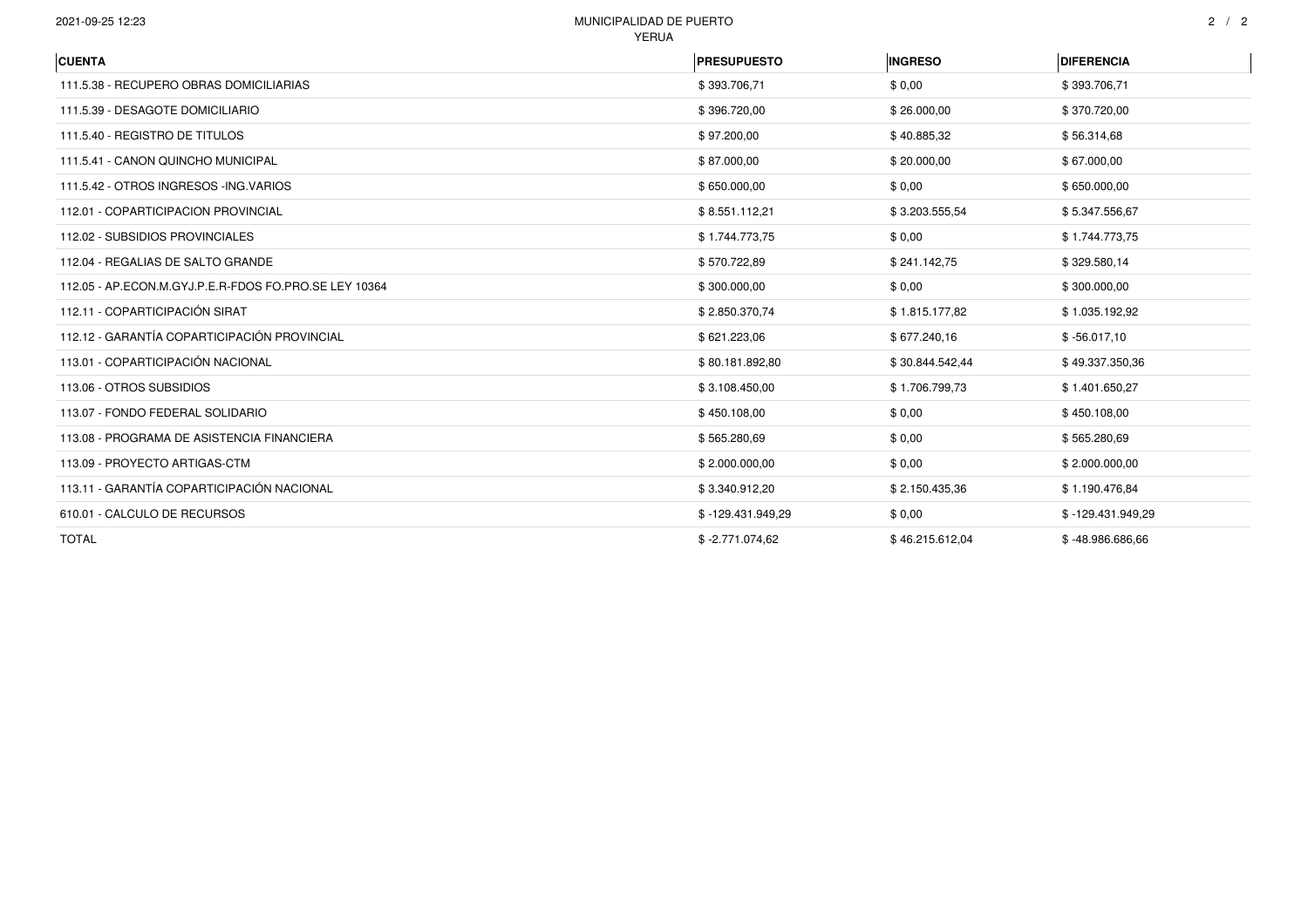| CUENTA | PRESUPUESTO | INGRESO | DIFERENCIA |
| --- | --- | --- | --- |
| 111.5.38 - RECUPERO OBRAS DOMICILIARIAS | $ 393.706,71 | $ 0,00 | $ 393.706,71 |
| 111.5.39 - DESAGOTE DOMICILIARIO | $ 396.720,00 | $ 26.000,00 | $ 370.720,00 |
| 111.5.40 - REGISTRO DE TITULOS | $ 97.200,00 | $ 40.885,32 | $ 56.314,68 |
| 111.5.41 - CANON QUINCHO MUNICIPAL | $ 87.000,00 | $ 20.000,00 | $ 67.000,00 |
| 111.5.42 - OTROS INGRESOS -ING.VARIOS | $ 650.000,00 | $ 0,00 | $ 650.000,00 |
| 112.01 - COPARTICIPACION PROVINCIAL | $ 8.551.112,21 | $ 3.203.555,54 | $ 5.347.556,67 |
| 112.02 - SUBSIDIOS PROVINCIALES | $ 1.744.773,75 | $ 0,00 | $ 1.744.773,75 |
| 112.04 - REGALIAS DE SALTO GRANDE | $ 570.722,89 | $ 241.142,75 | $ 329.580,14 |
| 112.05 - AP.ECON.M.GYJ.P.E.R-FDOS FO.PRO.SE LEY 10364 | $ 300.000,00 | $ 0,00 | $ 300.000,00 |
| 112.11 - COPARTICIPACIÓN SIRAT | $ 2.850.370,74 | $ 1.815.177,82 | $ 1.035.192,92 |
| 112.12 - GARANTÍA COPARTICIPACIÓN PROVINCIAL | $ 621.223,06 | $ 677.240,16 | $ -56.017,10 |
| 113.01 - COPARTICIPACIÓN NACIONAL | $ 80.181.892,80 | $ 30.844.542,44 | $ 49.337.350,36 |
| 113.06 - OTROS SUBSIDIOS | $ 3.108.450,00 | $ 1.706.799,73 | $ 1.401.650,27 |
| 113.07 - FONDO FEDERAL SOLIDARIO | $ 450.108,00 | $ 0,00 | $ 450.108,00 |
| 113.08 - PROGRAMA DE ASISTENCIA FINANCIERA | $ 565.280,69 | $ 0,00 | $ 565.280,69 |
| 113.09 - PROYECTO ARTIGAS-CTM | $ 2.000.000,00 | $ 0,00 | $ 2.000.000,00 |
| 113.11 - GARANTÍA COPARTICIPACIÓN NACIONAL | $ 3.340.912,20 | $ 2.150.435,36 | $ 1.190.476,84 |
| 610.01 - CALCULO DE RECURSOS | $ -129.431.949,29 | $ 0,00 | $ -129.431.949,29 |
| TOTAL | $ -2.771.074,62 | $ 46.215.612,04 | $ -48.986.686,66 |